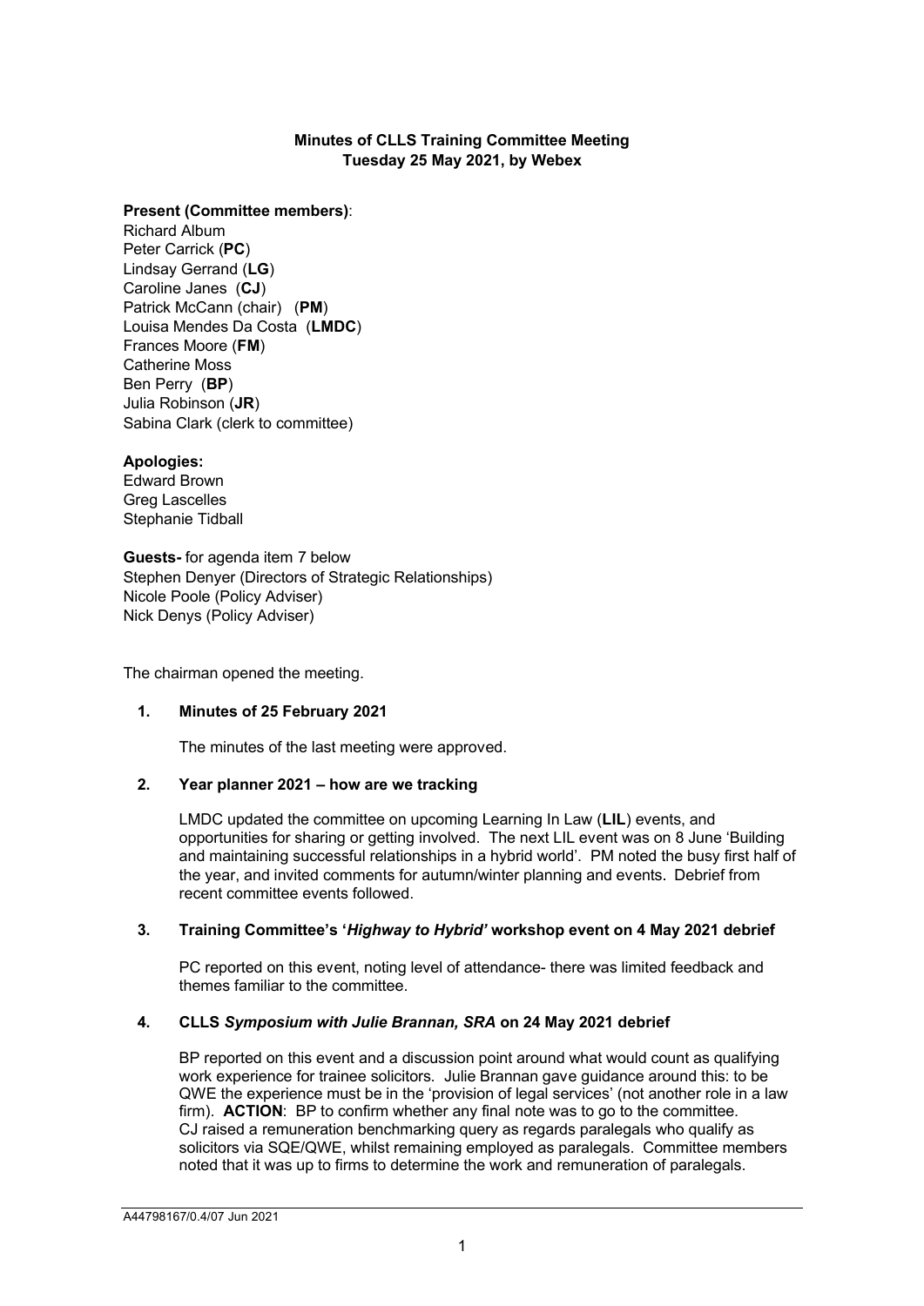**Minutes of CLLS Training Committee Meeting**
**Tuesday 25 May 2021, by Webex**

**Present (Committee members)**:
Richard Album
Peter Carrick (**PC**)
Lindsay Gerrand (**LG**)
Caroline Janes (**CJ**)
Patrick McCann (chair) (**PM**)
Louisa Mendes Da Costa (**LMDC**)
Frances Moore (**FM**)
Catherine Moss
Ben Perry (**BP**)
Julia Robinson (**JR**)
Sabina Clark (clerk to committee)

**Apologies:**
Edward Brown
Greg Lascelles
Stephanie Tidball

**Guests-** for agenda item 7 below
Stephen Denyer (Directors of Strategic Relationships)
Nicole Poole (Policy Adviser)
Nick Denys (Policy Adviser)

The chairman opened the meeting.

1. **Minutes of 25 February 2021**

   The minutes of the last meeting were approved.

2. **Year planner 2021 – how are we tracking**

   LMDC updated the committee on upcoming Learning In Law (**LIL**) events, and opportunities for sharing or getting involved. The next LIL event was on 8 June 'Building and maintaining successful relationships in a hybrid world'. PM noted the busy first half of the year, and invited comments for autumn/winter planning and events. Debrief from recent committee events followed.

3. **Training Committee's '*Highway to Hybrid'* workshop event on 4 May 2021 debrief**

   PC reported on this event, noting level of attendance- there was limited feedback and themes familiar to the committee.

4. **CLLS *Symposium with Julie Brannan, SRA* on 24 May 2021 debrief**

   BP reported on this event and a discussion point around what would count as qualifying work experience for trainee solicitors. Julie Brannan gave guidance around this: to be QWE the experience must be in the 'provision of legal services' (not another role in a law firm). **ACTION**: BP to confirm whether any final note was to go to the committee. CJ raised a remuneration benchmarking query as regards paralegals who qualify as solicitors via SQE/QWE, whilst remaining employed as paralegals. Committee members noted that it was up to firms to determine the work and remuneration of paralegals.

A44798167/0.4/07 Jun 2021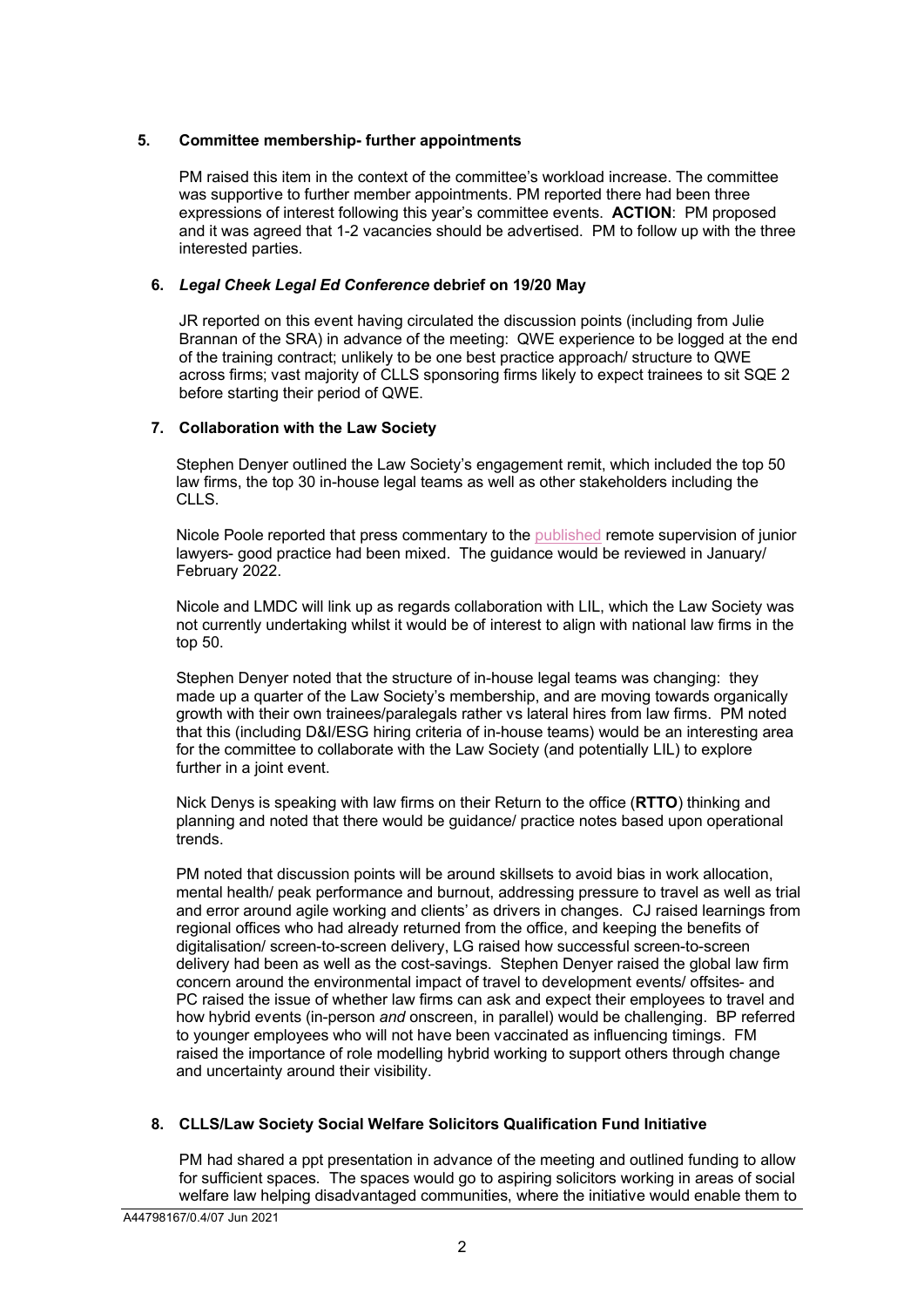### 5. Committee membership- further appointments

PM raised this item in the context of the committee's workload increase. The committee was supportive to further member appointments. PM reported there had been three expressions of interest following this year's committee events. **ACTION**: PM proposed and it was agreed that 1-2 vacancies should be advertised. PM to follow up with the three interested parties.

### 6. *Legal Cheek Legal Ed Conference* debrief on 19/20 May

JR reported on this event having circulated the discussion points (including from Julie Brannan of the SRA) in advance of the meeting: QWE experience to be logged at the end of the training contract; unlikely to be one best practice approach/ structure to QWE across firms; vast majority of CLLS sponsoring firms likely to expect trainees to sit SQE 2 before starting their period of QWE.

### 7. Collaboration with the Law Society

Stephen Denyer outlined the Law Society's engagement remit, which included the top 50 law firms, the top 30 in-house legal teams as well as other stakeholders including the CLLS.

Nicole Poole reported that press commentary to the published remote supervision of junior lawyers- good practice had been mixed. The guidance would be reviewed in January/ February 2022.

Nicole and LMDC will link up as regards collaboration with LIL, which the Law Society was not currently undertaking whilst it would be of interest to align with national law firms in the top 50.

Stephen Denyer noted that the structure of in-house legal teams was changing: they made up a quarter of the Law Society's membership, and are moving towards organically growth with their own trainees/paralegals rather vs lateral hires from law firms. PM noted that this (including D&I/ESG hiring criteria of in-house teams) would be an interesting area for the committee to collaborate with the Law Society (and potentially LIL) to explore further in a joint event.

Nick Denys is speaking with law firms on their Return to the office (**RTTO**) thinking and planning and noted that there would be guidance/ practice notes based upon operational trends.

PM noted that discussion points will be around skillsets to avoid bias in work allocation, mental health/ peak performance and burnout, addressing pressure to travel as well as trial and error around agile working and clients' as drivers in changes. CJ raised learnings from regional offices who had already returned from the office, and keeping the benefits of digitalisation/ screen-to-screen delivery, LG raised how successful screen-to-screen delivery had been as well as the cost-savings. Stephen Denyer raised the global law firm concern around the environmental impact of travel to development events/ offsites- and PC raised the issue of whether law firms can ask and expect their employees to travel and how hybrid events (in-person *and* onscreen, in parallel) would be challenging. BP referred to younger employees who will not have been vaccinated as influencing timings. FM raised the importance of role modelling hybrid working to support others through change and uncertainty around their visibility.

### 8. CLLS/Law Society Social Welfare Solicitors Qualification Fund Initiative

PM had shared a ppt presentation in advance of the meeting and outlined funding to allow for sufficient spaces. The spaces would go to aspiring solicitors working in areas of social welfare law helping disadvantaged communities, where the initiative would enable them to

A44798167/0.4/07 Jun 2021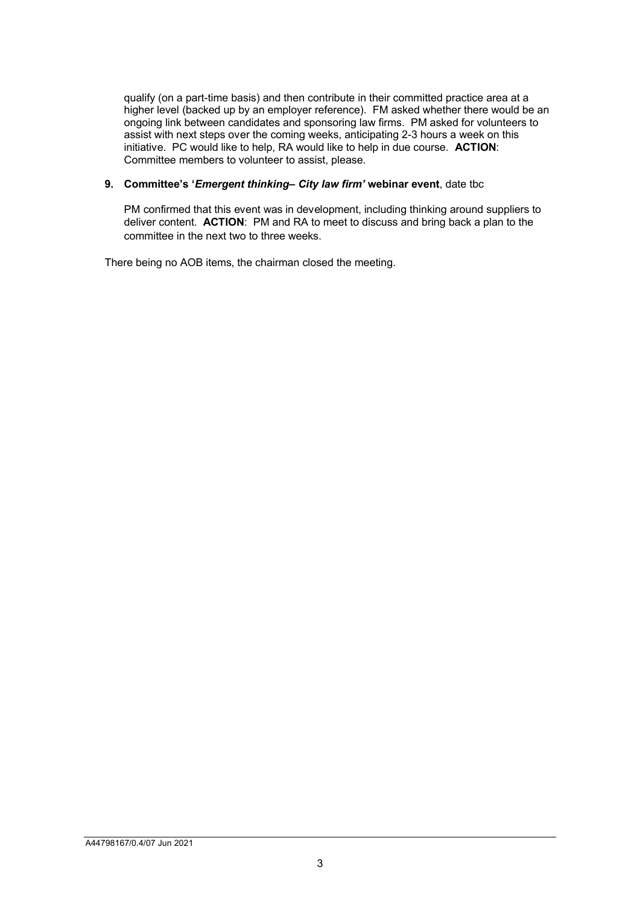qualify (on a part-time basis) and then contribute in their committed practice area at a higher level (backed up by an employer reference). FM asked whether there would be an ongoing link between candidates and sponsoring law firms. PM asked for volunteers to assist with next steps over the coming weeks, anticipating 2-3 hours a week on this initiative. PC would like to help, RA would like to help in due course. **ACTION**: Committee members to volunteer to assist, please.

9. **Committee's '*Emergent thinking– City law firm'* webinar event**, date tbc

   PM confirmed that this event was in development, including thinking around suppliers to deliver content. **ACTION**: PM and RA to meet to discuss and bring back a plan to the committee in the next two to three weeks.

There being no AOB items, the chairman closed the meeting.

A44798167/0.4/07 Jun 2021